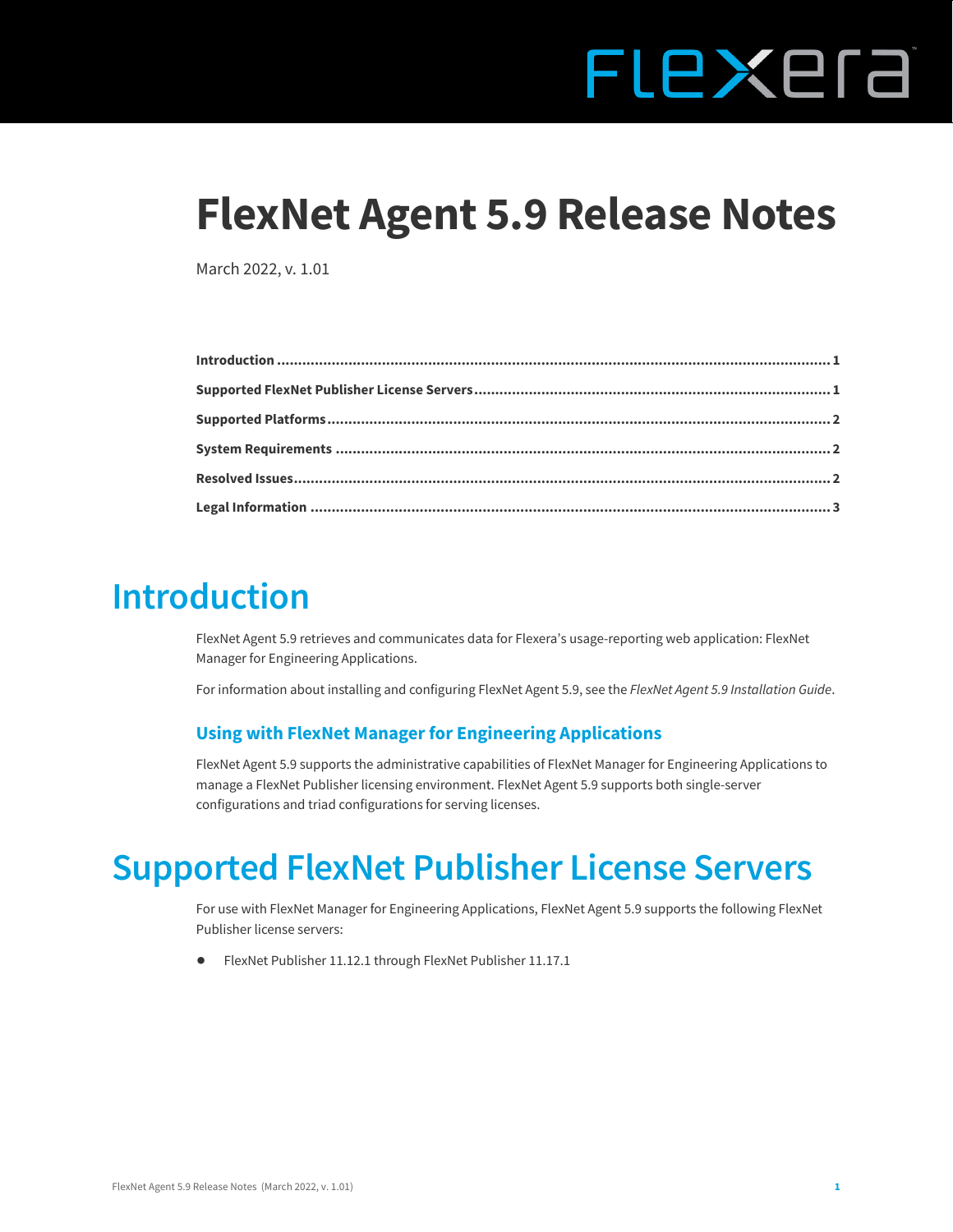# FlexNet Agent 5.9 Release Notes

March 2022, v. 1.01

| | |
|---|---|
| **Introduction** | **1** |
| **Supported FlexNet Publisher License Servers** | **1** |
| **Supported Platforms** | **2** |
| **System Requirements** | **2** |
| **Resolved Issues** | **2** |
| **Legal Information** | **3** |

## Introduction

FlexNet Agent 5.9 retrieves and communicates data for Flexera's usage-reporting web application: FlexNet Manager for Engineering Applications.

For information about installing and configuring FlexNet Agent 5.9, see the *FlexNet Agent 5.9 Installation Guide*.

### Using with FlexNet Manager for Engineering Applications

FlexNet Agent 5.9 supports the administrative capabilities of FlexNet Manager for Engineering Applications to manage a FlexNet Publisher licensing environment. FlexNet Agent 5.9 supports both single-server configurations and triad configurations for serving licenses.

## Supported FlexNet Publisher License Servers

For use with FlexNet Manager for Engineering Applications, FlexNet Agent 5.9 supports the following FlexNet Publisher license servers:

- FlexNet Publisher 11.12.1 through FlexNet Publisher 11.17.1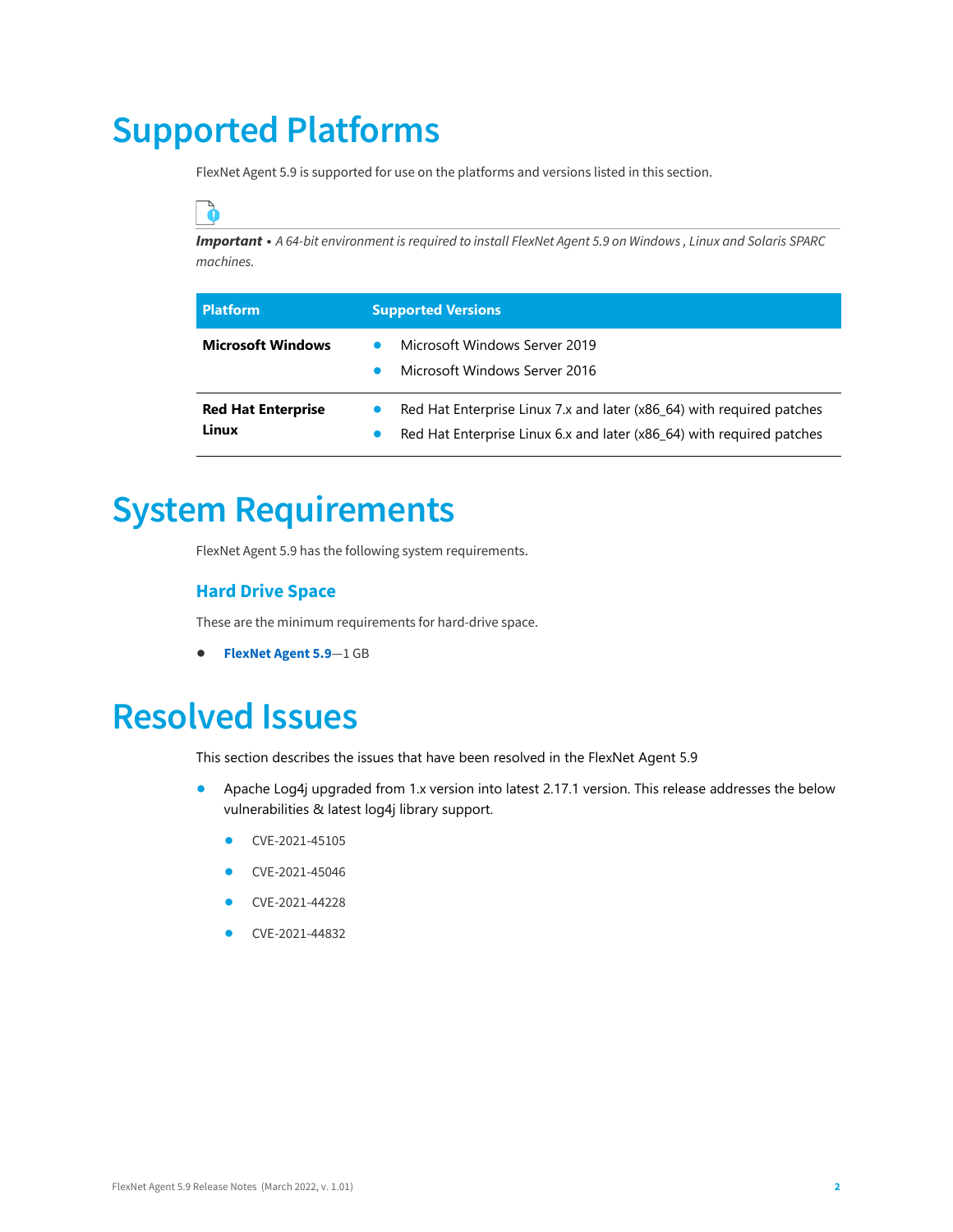# Supported Platforms

FlexNet Agent 5.9 is supported for use on the platforms and versions listed in this section.

***Important*** *• A 64-bit environment is required to install FlexNet Agent 5.9 on Windows , Linux and Solaris SPARC machines.*

| Platform | Supported Versions |
| --- | --- |
| **Microsoft Windows** | • Microsoft Windows Server 2019<br>• Microsoft Windows Server 2016 |
| **Red Hat Enterprise Linux** | • Red Hat Enterprise Linux 7.x and later (x86_64) with required patches<br>• Red Hat Enterprise Linux 6.x and later (x86_64) with required patches |

# System Requirements

FlexNet Agent 5.9 has the following system requirements.

## Hard Drive Space

These are the minimum requirements for hard-drive space.

- **FlexNet Agent 5.9**—1 GB

# Resolved Issues

This section describes the issues that have been resolved in the FlexNet Agent 5.9

- Apache Log4j upgraded from 1.x version into latest 2.17.1 version. This release addresses the below vulnerabilities & latest log4j library support.
    - CVE-2021-45105
    - CVE-2021-45046
    - CVE-2021-44228
    - CVE-2021-44832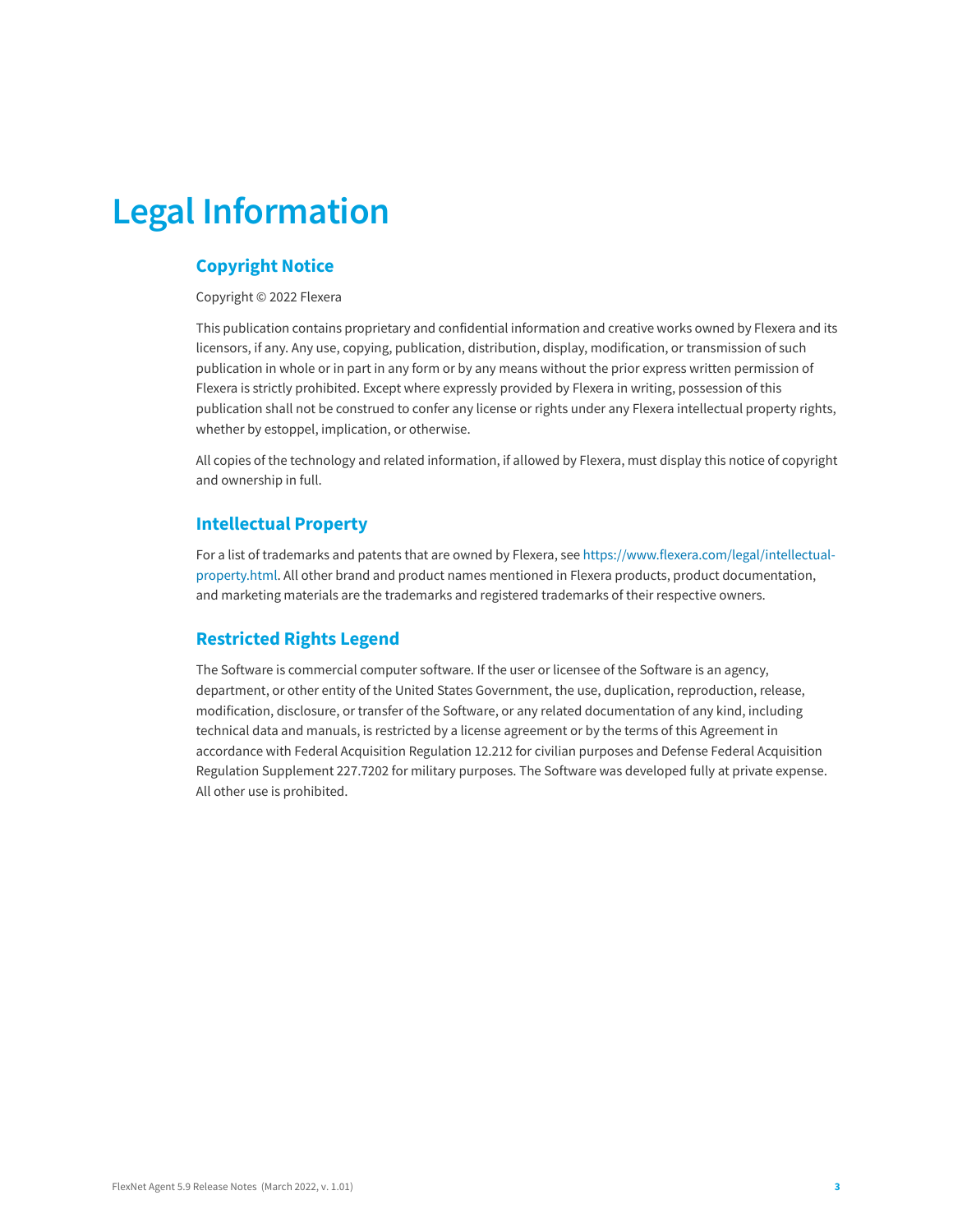# Legal Information

## Copyright Notice

Copyright © 2022 Flexera

This publication contains proprietary and confidential information and creative works owned by Flexera and its licensors, if any. Any use, copying, publication, distribution, display, modification, or transmission of such publication in whole or in part in any form or by any means without the prior express written permission of Flexera is strictly prohibited. Except where expressly provided by Flexera in writing, possession of this publication shall not be construed to confer any license or rights under any Flexera intellectual property rights, whether by estoppel, implication, or otherwise.

All copies of the technology and related information, if allowed by Flexera, must display this notice of copyright and ownership in full.

## Intellectual Property

For a list of trademarks and patents that are owned by Flexera, see https://www.flexera.com/legal/intellectual-property.html. All other brand and product names mentioned in Flexera products, product documentation, and marketing materials are the trademarks and registered trademarks of their respective owners.

## Restricted Rights Legend

The Software is commercial computer software. If the user or licensee of the Software is an agency, department, or other entity of the United States Government, the use, duplication, reproduction, release, modification, disclosure, or transfer of the Software, or any related documentation of any kind, including technical data and manuals, is restricted by a license agreement or by the terms of this Agreement in accordance with Federal Acquisition Regulation 12.212 for civilian purposes and Defense Federal Acquisition Regulation Supplement 227.7202 for military purposes. The Software was developed fully at private expense. All other use is prohibited.